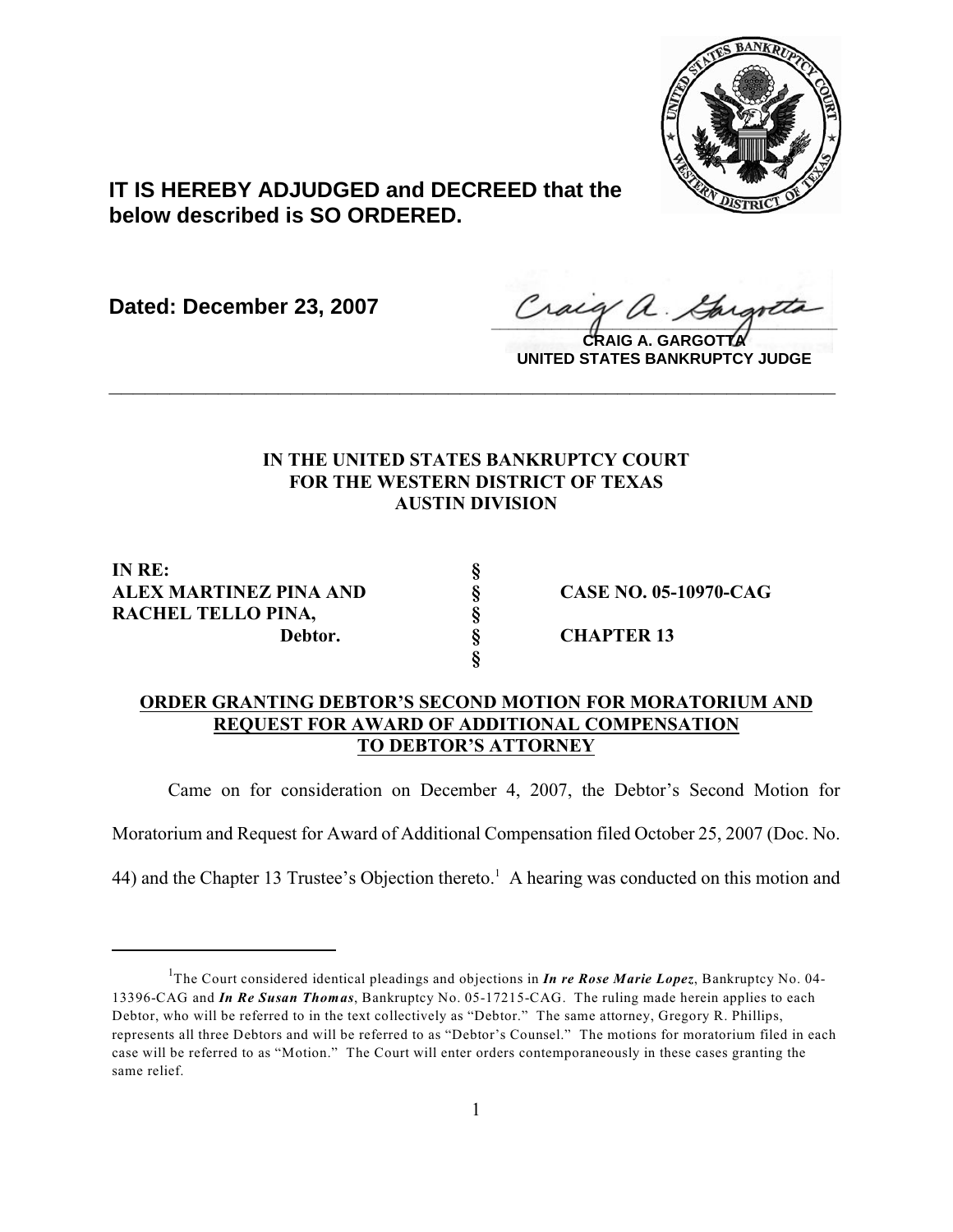**IT IS HEREBY ADJUDGED and DECREED that the below described is SO ORDERED.**

**Dated: December 23, 2007**

**CRAIG A. GARGOTTA**
**UNITED STATES BANKRUPTCY JUDGE**

---

**IN THE UNITED STATES BANKRUPTCY COURT**
**FOR THE WESTERN DISTRICT OF TEXAS**
**AUSTIN DIVISION**

| | | |
|---|---|---|
| **IN RE:** | **§** | |
| **ALEX MARTINEZ PINA AND** | **§** | **CASE NO. 05-10970-CAG** |
| **RACHEL TELLO PINA,** | **§** | |
| **Debtor.** | **§** | **CHAPTER 13** |
| | **§** | |

**ORDER GRANTING DEBTOR'S SECOND MOTION FOR MORATORIUM AND REQUEST FOR AWARD OF ADDITIONAL COMPENSATION TO DEBTOR'S ATTORNEY**

Came on for consideration on December 4, 2007, the Debtor's Second Motion for Moratorium and Request for Award of Additional Compensation filed October 25, 2007 (Doc. No. 44) and the Chapter 13 Trustee's Objection thereto.[1] A hearing was conducted on this motion and

---

[1] The Court considered identical pleadings and objections in ***In re Rose Marie Lopez***, Bankruptcy No. 04-13396-CAG and ***In Re Susan Thomas***, Bankruptcy No. 05-17215-CAG. The ruling made herein applies to each Debtor, who will be referred to in the text collectively as "Debtor." The same attorney, Gregory R. Phillips, represents all three Debtors and will be referred to as "Debtor's Counsel." The motions for moratorium filed in each case will be referred to as "Motion." The Court will enter orders contemporaneously in these cases granting the same relief.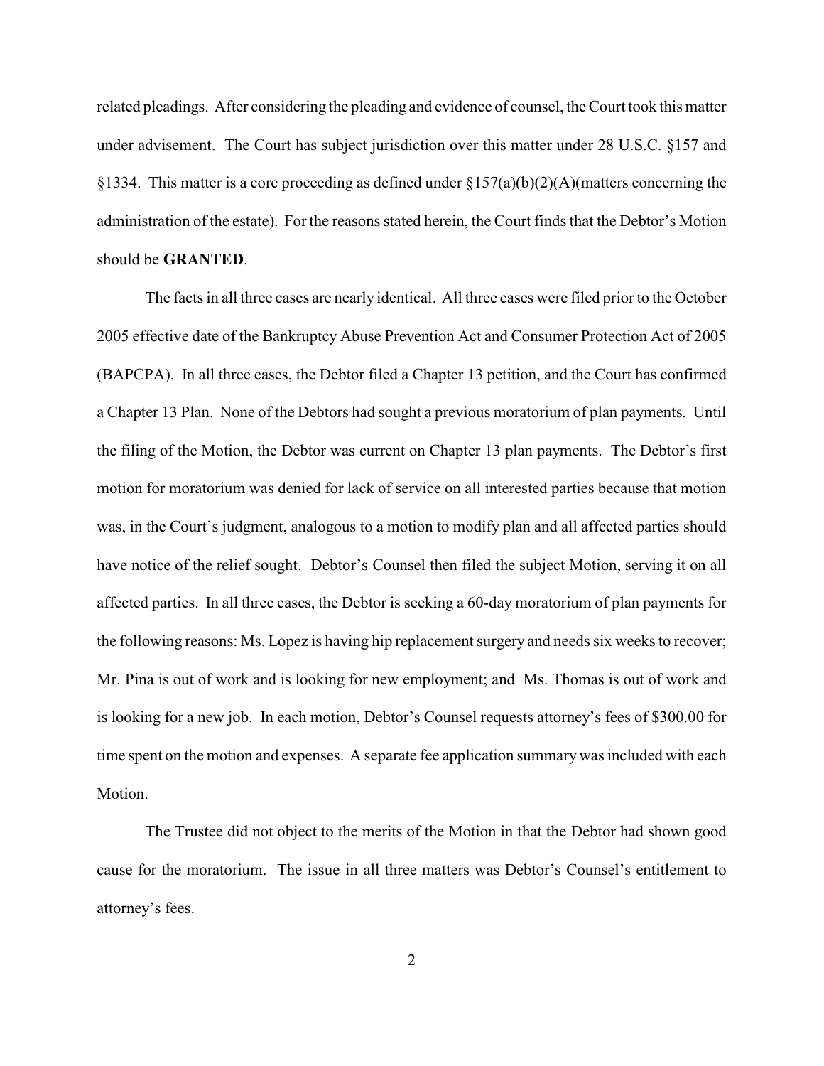related pleadings. After considering the pleading and evidence of counsel, the Court took this matter under advisement. The Court has subject jurisdiction over this matter under 28 U.S.C. §157 and §1334. This matter is a core proceeding as defined under §157(a)(b)(2)(A)(matters concerning the administration of the estate). For the reasons stated herein, the Court finds that the Debtor's Motion should be **GRANTED**.

The facts in all three cases are nearly identical. All three cases were filed prior to the October 2005 effective date of the Bankruptcy Abuse Prevention Act and Consumer Protection Act of 2005 (BAPCPA). In all three cases, the Debtor filed a Chapter 13 petition, and the Court has confirmed a Chapter 13 Plan. None of the Debtors had sought a previous moratorium of plan payments. Until the filing of the Motion, the Debtor was current on Chapter 13 plan payments. The Debtor's first motion for moratorium was denied for lack of service on all interested parties because that motion was, in the Court's judgment, analogous to a motion to modify plan and all affected parties should have notice of the relief sought. Debtor's Counsel then filed the subject Motion, serving it on all affected parties. In all three cases, the Debtor is seeking a 60-day moratorium of plan payments for the following reasons: Ms. Lopez is having hip replacement surgery and needs six weeks to recover; Mr. Pina is out of work and is looking for new employment; and Ms. Thomas is out of work and is looking for a new job. In each motion, Debtor's Counsel requests attorney's fees of \$300.00 for time spent on the motion and expenses. A separate fee application summary was included with each Motion.

The Trustee did not object to the merits of the Motion in that the Debtor had shown good cause for the moratorium. The issue in all three matters was Debtor's Counsel's entitlement to attorney's fees.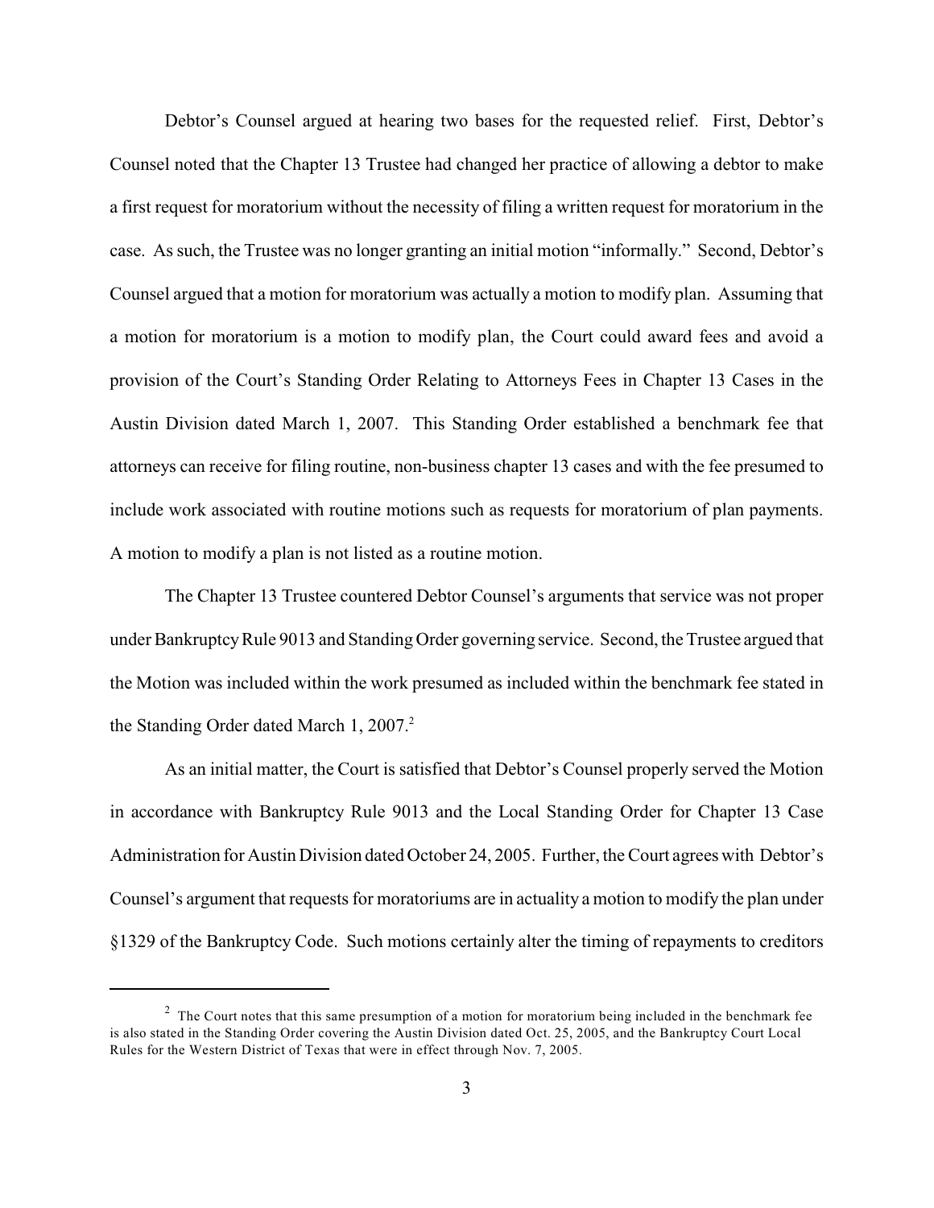Debtor's Counsel argued at hearing two bases for the requested relief. First, Debtor's Counsel noted that the Chapter 13 Trustee had changed her practice of allowing a debtor to make a first request for moratorium without the necessity of filing a written request for moratorium in the case. As such, the Trustee was no longer granting an initial motion "informally." Second, Debtor's Counsel argued that a motion for moratorium was actually a motion to modify plan. Assuming that a motion for moratorium is a motion to modify plan, the Court could award fees and avoid a provision of the Court's Standing Order Relating to Attorneys Fees in Chapter 13 Cases in the Austin Division dated March 1, 2007. This Standing Order established a benchmark fee that attorneys can receive for filing routine, non-business chapter 13 cases and with the fee presumed to include work associated with routine motions such as requests for moratorium of plan payments. A motion to modify a plan is not listed as a routine motion.

The Chapter 13 Trustee countered Debtor Counsel's arguments that service was not proper under Bankruptcy Rule 9013 and Standing Order governing service. Second, the Trustee argued that the Motion was included within the work presumed as included within the benchmark fee stated in the Standing Order dated March 1, 2007.[2]

As an initial matter, the Court is satisfied that Debtor's Counsel properly served the Motion in accordance with Bankruptcy Rule 9013 and the Local Standing Order for Chapter 13 Case Administration for Austin Division dated October 24, 2005. Further, the Court agrees with Debtor's Counsel's argument that requests for moratoriums are in actuality a motion to modify the plan under §1329 of the Bankruptcy Code. Such motions certainly alter the timing of repayments to creditors

[2] The Court notes that this same presumption of a motion for moratorium being included in the benchmark fee is also stated in the Standing Order covering the Austin Division dated Oct. 25, 2005, and the Bankruptcy Court Local Rules for the Western District of Texas that were in effect through Nov. 7, 2005.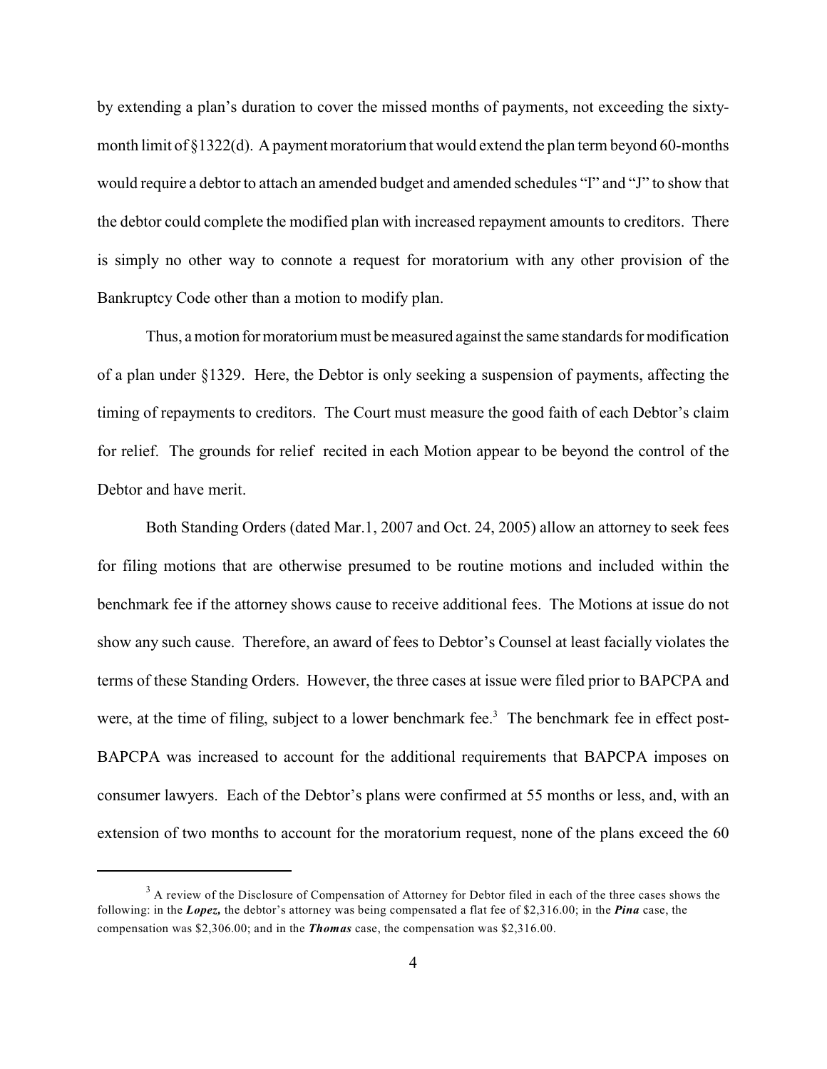by extending a plan's duration to cover the missed months of payments, not exceeding the sixty-month limit of §1322(d). A payment moratorium that would extend the plan term beyond 60-months would require a debtor to attach an amended budget and amended schedules "I" and "J" to show that the debtor could complete the modified plan with increased repayment amounts to creditors. There is simply no other way to connote a request for moratorium with any other provision of the Bankruptcy Code other than a motion to modify plan.

Thus, a motion for moratorium must be measured against the same standards for modification of a plan under §1329. Here, the Debtor is only seeking a suspension of payments, affecting the timing of repayments to creditors. The Court must measure the good faith of each Debtor's claim for relief. The grounds for relief recited in each Motion appear to be beyond the control of the Debtor and have merit.

Both Standing Orders (dated Mar.1, 2007 and Oct. 24, 2005) allow an attorney to seek fees for filing motions that are otherwise presumed to be routine motions and included within the benchmark fee if the attorney shows cause to receive additional fees. The Motions at issue do not show any such cause. Therefore, an award of fees to Debtor's Counsel at least facially violates the terms of these Standing Orders. However, the three cases at issue were filed prior to BAPCPA and were, at the time of filing, subject to a lower benchmark fee.[3] The benchmark fee in effect post-BAPCPA was increased to account for the additional requirements that BAPCPA imposes on consumer lawyers. Each of the Debtor's plans were confirmed at 55 months or less, and, with an extension of two months to account for the moratorium request, none of the plans exceed the 60

---

[3] A review of the Disclosure of Compensation of Attorney for Debtor filed in each of the three cases shows the following: in the ***Lopez,*** the debtor's attorney was being compensated a flat fee of $2,316.00; in the ***Pina*** case, the compensation was $2,306.00; and in the ***Thomas*** case, the compensation was $2,316.00.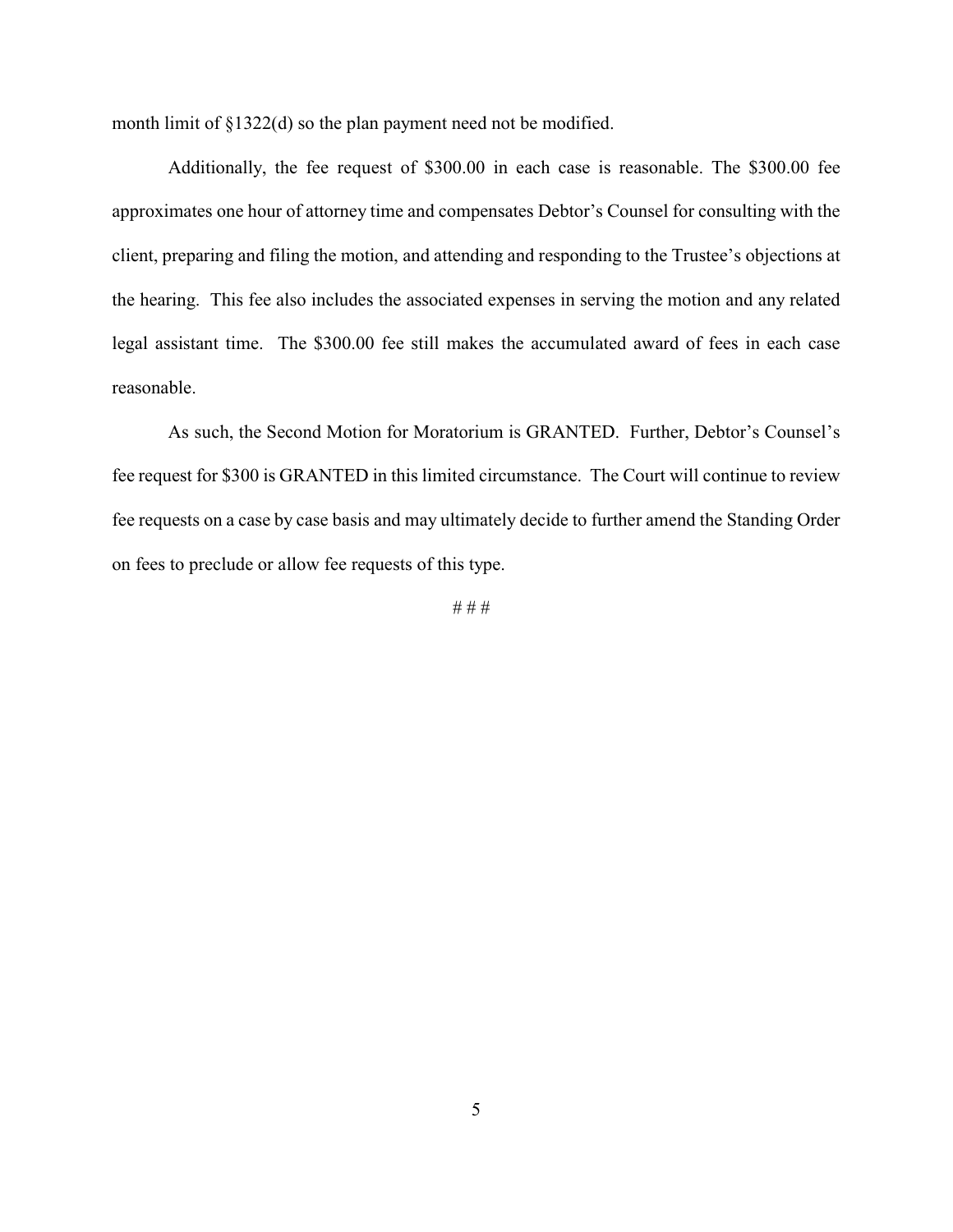month limit of §1322(d) so the plan payment need not be modified.

Additionally, the fee request of $300.00 in each case is reasonable. The $300.00 fee approximates one hour of attorney time and compensates Debtor's Counsel for consulting with the client, preparing and filing the motion, and attending and responding to the Trustee's objections at the hearing. This fee also includes the associated expenses in serving the motion and any related legal assistant time. The $300.00 fee still makes the accumulated award of fees in each case reasonable.

As such, the Second Motion for Moratorium is GRANTED. Further, Debtor's Counsel's fee request for $300 is GRANTED in this limited circumstance. The Court will continue to review fee requests on a case by case basis and may ultimately decide to further amend the Standing Order on fees to preclude or allow fee requests of this type.

# # #